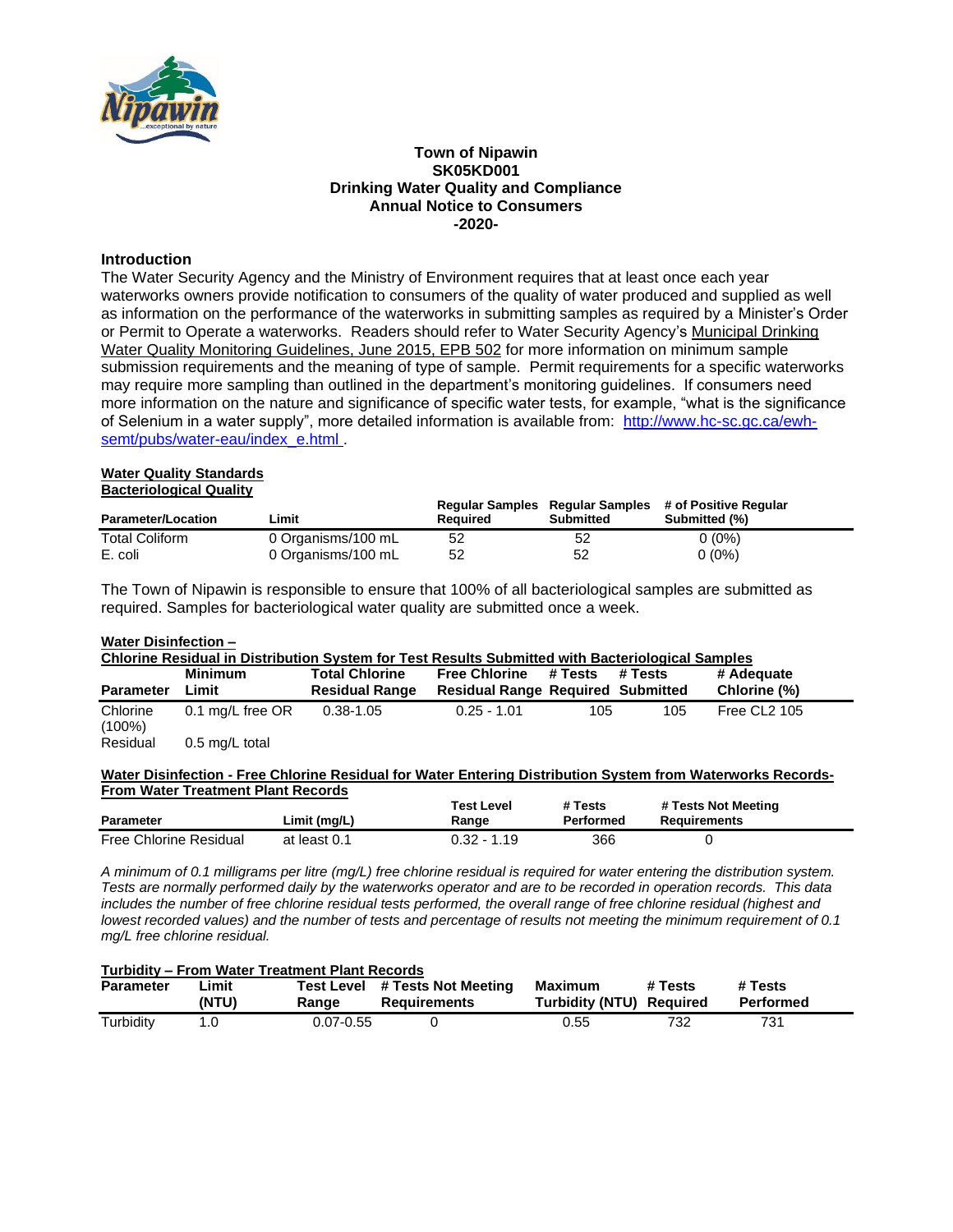# Town of Nipawin
## SK05KD001
## Drinking Water Quality and Compliance
## Annual Notice to Consumers
## -2020-

### Introduction

The Water Security Agency and the Ministry of Environment requires that at least once each year waterworks owners provide notification to consumers of the quality of water produced and supplied as well as information on the performance of the waterworks in submitting samples as required by a Minister's Order or Permit to Operate a waterworks. Readers should refer to Water Security Agency's Municipal Drinking Water Quality Monitoring Guidelines, June 2015, EPB 502 for more information on minimum sample submission requirements and the meaning of type of sample. Permit requirements for a specific waterworks may require more sampling than outlined in the department's monitoring guidelines. If consumers need more information on the nature and significance of specific water tests, for example, "what is the significance of Selenium in a water supply", more detailed information is available from: [http://www.hc-sc.gc.ca/ewh-semt/pubs/water-eau/index_e.html](http://www.hc-sc.gc.ca/ewh-semt/pubs/water-eau/index_e.html) .

**Water Quality Standards**
**Bacteriological Quality**

| Parameter/Location | Limit | Regular Samples Required | Regular Samples Submitted | # of Positive Regular Submitted (%) |
|---|---|---|---|---|
| Total Coliform | 0 Organisms/100 mL | 52 | 52 | 0 (0%) |
| E. coli | 0 Organisms/100 mL | 52 | 52 | 0 (0%) |

The Town of Nipawin is responsible to ensure that 100% of all bacteriological samples are submitted as required. Samples for bacteriological water quality are submitted once a week.

**Water Disinfection –**
**Chlorine Residual in Distribution System for Test Results Submitted with Bacteriological Samples**

| Parameter | Minimum Limit | Total Chlorine Residual Range | Free Chlorine Residual Range | # Tests Required | # Tests Submitted | # Adequate Chlorine (%) |
|---|---|---|---|---|---|---|
| Chlorine (100%) Residual | 0.1 mg/L free OR 0.5 mg/L total | 0.38-1.05 | 0.25 - 1.01 | 105 | 105 | Free CL2 105 |

**Water Disinfection - Free Chlorine Residual for Water Entering Distribution System from Waterworks Records-From Water Treatment Plant Records**

| Parameter | Limit (mg/L) | Test Level Range | # Tests Performed | # Tests Not Meeting Requirements |
|---|---|---|---|---|
| Free Chlorine Residual | at least 0.1 | 0.32 - 1.19 | 366 | 0 |

*A minimum of 0.1 milligrams per litre (mg/L) free chlorine residual is required for water entering the distribution system. Tests are normally performed daily by the waterworks operator and are to be recorded in operation records. This data includes the number of free chlorine residual tests performed, the overall range of free chlorine residual (highest and lowest recorded values) and the number of tests and percentage of results not meeting the minimum requirement of 0.1 mg/L free chlorine residual.*

**Turbidity – From Water Treatment Plant Records**

| Parameter | Limit (NTU) | Test Level Range | # Tests Not Meeting Requirements | Maximum Turbidity (NTU) | # Tests Required | # Tests Performed |
|---|---|---|---|---|---|---|
| Turbidity | 1.0 | 0.07-0.55 | 0 | 0.55 | 732 | 731 |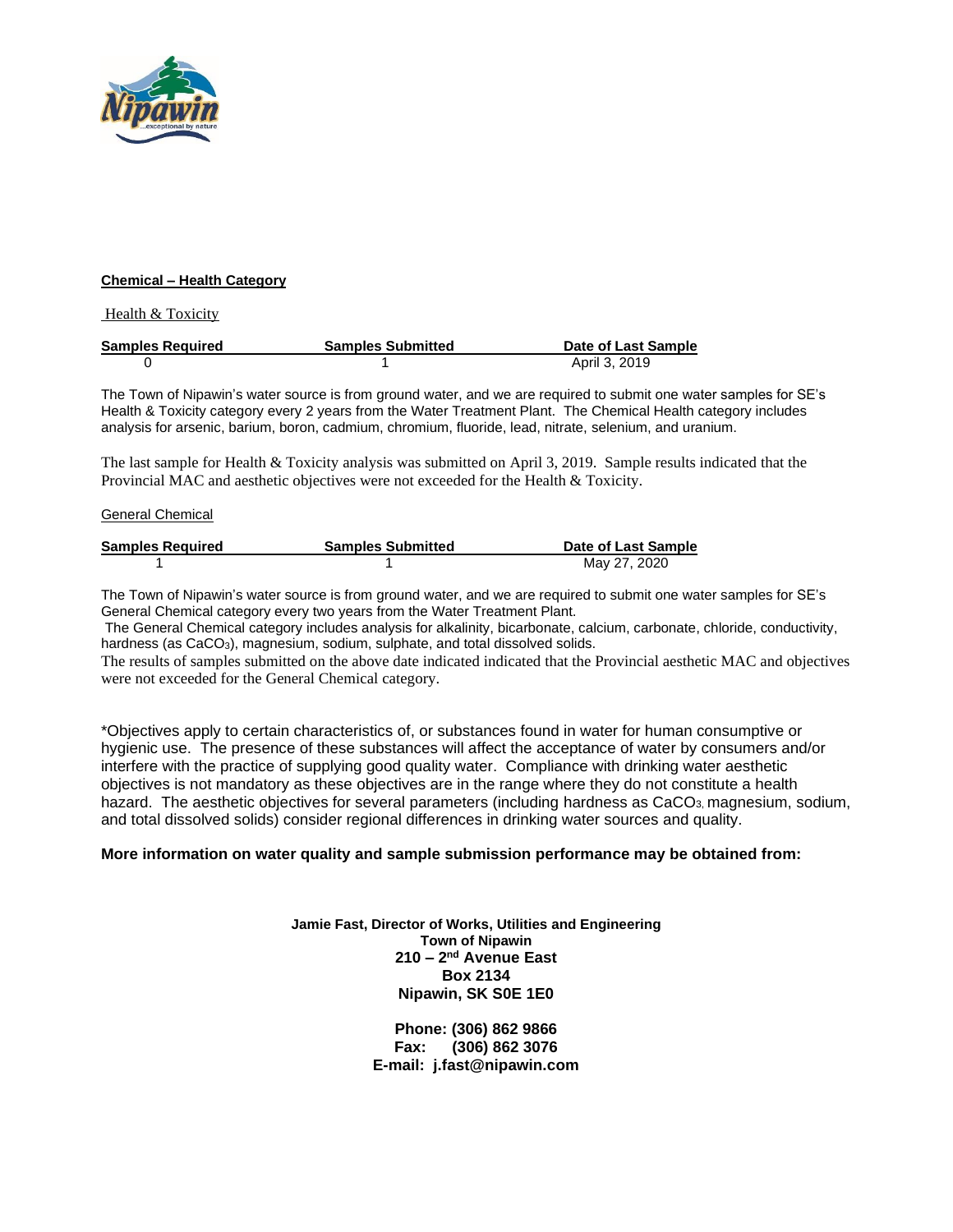**Chemical – Health Category**

Health & Toxicity

| Samples Required | Samples Submitted | Date of Last Sample |
|---|---|---|
| 0 | 1 | April 3, 2019 |

The Town of Nipawin's water source is from ground water, and we are required to submit one water samples for SE's Health & Toxicity category every 2 years from the Water Treatment Plant. The Chemical Health category includes analysis for arsenic, barium, boron, cadmium, chromium, fluoride, lead, nitrate, selenium, and uranium.

The last sample for Health & Toxicity analysis was submitted on April 3, 2019. Sample results indicated that the Provincial MAC and aesthetic objectives were not exceeded for the Health & Toxicity.

General Chemical

| Samples Required | Samples Submitted | Date of Last Sample |
|---|---|---|
| 1 | 1 | May 27, 2020 |

The Town of Nipawin's water source is from ground water, and we are required to submit one water samples for SE's General Chemical category every two years from the Water Treatment Plant.

The General Chemical category includes analysis for alkalinity, bicarbonate, calcium, carbonate, chloride, conductivity, hardness (as $CaCO_3$), magnesium, sodium, sulphate, and total dissolved solids.

The results of samples submitted on the above date indicated indicated that the Provincial aesthetic MAC and objectives were not exceeded for the General Chemical category.

*Objectives apply to certain characteristics of, or substances found in water for human consumptive or hygienic use. The presence of these substances will affect the acceptance of water by consumers and/or interfere with the practice of supplying good quality water. Compliance with drinking water aesthetic objectives is not mandatory as these objectives are in the range where they do not constitute a health hazard. The aesthetic objectives for several parameters (including hardness as $CaCO_3$, magnesium, sodium, and total dissolved solids) consider regional differences in drinking water sources and quality.

**More information on water quality and sample submission performance may be obtained from:**

**Jamie Fast, Director of Works, Utilities and Engineering**
**Town of Nipawin**
**210 – 2nd Avenue East**
**Box 2134**
**Nipawin, SK S0E 1E0**

**Phone: (306) 862 9866**
**Fax: (306) 862 3076**
**E-mail: j.fast@nipawin.com**